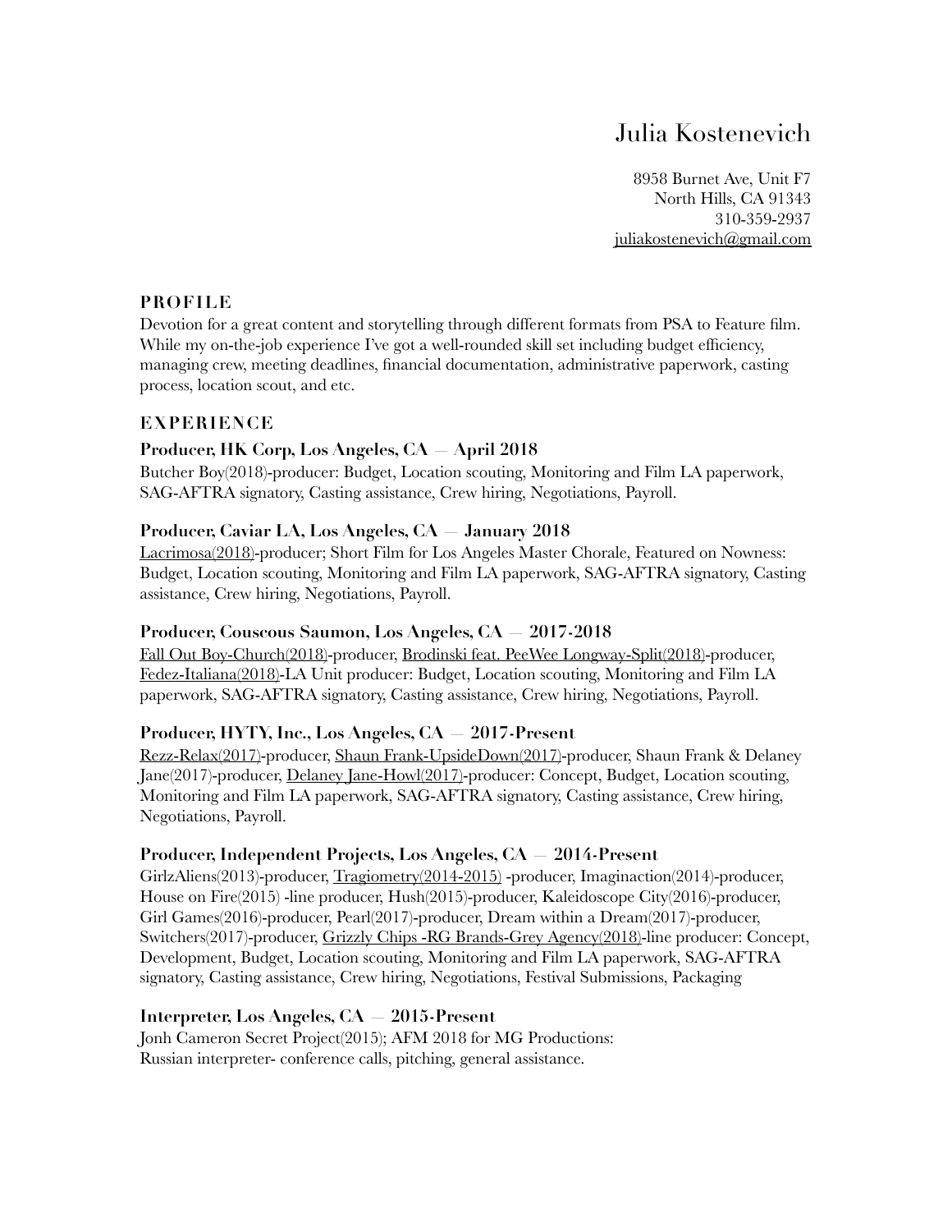# Julia Kostenevich

8958 Burnet Ave, Unit F7
North Hills, CA 91343
310-359-2937
juliakostenevich@gmail.com

## PROFILE

Devotion for a great content and storytelling through different formats from PSA to Feature film. While my on-the-job experience I've got a well-rounded skill set including budget efficiency, managing crew, meeting deadlines, financial documentation, administrative paperwork, casting process, location scout, and etc.

## EXPERIENCE

### Producer, HK Corp, Los Angeles, CA — April 2018

Butcher Boy(2018)-producer: Budget, Location scouting, Monitoring and Film LA paperwork, SAG-AFTRA signatory, Casting assistance, Crew hiring, Negotiations, Payroll.

### Producer, Caviar LA, Los Angeles, CA — January 2018

Lacrimosa(2018)-producer; Short Film for Los Angeles Master Chorale, Featured on Nowness: Budget, Location scouting, Monitoring and Film LA paperwork, SAG-AFTRA signatory, Casting assistance, Crew hiring, Negotiations, Payroll.

### Producer, Couscous Saumon, Los Angeles, CA — 2017-2018

Fall Out Boy-Church(2018)-producer, Brodinski feat. PeeWee Longway-Split(2018)-producer, Fedez-Italiana(2018)-LA Unit producer: Budget, Location scouting, Monitoring and Film LA paperwork, SAG-AFTRA signatory, Casting assistance, Crew hiring, Negotiations, Payroll.

### Producer, HYTY, Inc., Los Angeles, CA — 2017-Present

Rezz-Relax(2017)-producer, Shaun Frank-UpsideDown(2017)-producer, Shaun Frank & Delaney Jane(2017)-producer, Delaney Jane-Howl(2017)-producer: Concept, Budget, Location scouting, Monitoring and Film LA paperwork, SAG-AFTRA signatory, Casting assistance, Crew hiring, Negotiations, Payroll.

### Producer, Independent Projects, Los Angeles, CA — 2014-Present

GirlzAliens(2013)-producer, Tragiometry(2014-2015) -producer, Imaginaction(2014)-producer, House on Fire(2015) -line producer, Hush(2015)-producer, Kaleidoscope City(2016)-producer, Girl Games(2016)-producer, Pearl(2017)-producer, Dream within a Dream(2017)-producer, Switchers(2017)-producer, Grizzly Chips -RG Brands-Grey Agency(2018)-line producer: Concept, Development, Budget, Location scouting, Monitoring and Film LA paperwork, SAG-AFTRA signatory, Casting assistance, Crew hiring, Negotiations, Festival Submissions, Packaging

### Interpreter, Los Angeles, CA — 2015-Present

Jonh Cameron Secret Project(2015); AFM 2018 for MG Productions:
Russian interpreter- conference calls, pitching, general assistance.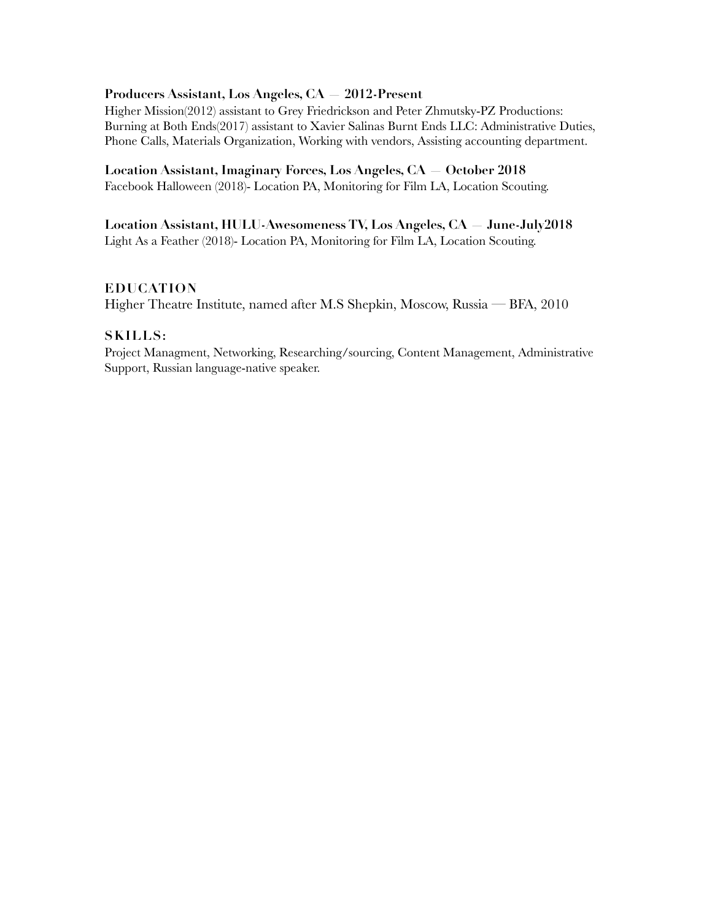**Producers Assistant, Los Angeles, CA — 2012-Present**
Higher Mission(2012) assistant to Grey Friedrickson and Peter Zhmutsky-PZ Productions: Burning at Both Ends(2017) assistant to Xavier Salinas Burnt Ends LLC: Administrative Duties, Phone Calls, Materials Organization, Working with vendors, Assisting accounting department.

**Location Assistant, Imaginary Forces, Los Angeles, CA — October 2018**
Facebook Halloween (2018)- Location PA, Monitoring for Film LA, Location Scouting.

**Location Assistant, HULU-Awesomeness TV, Los Angeles, CA — June-July2018**
Light As a Feather (2018)- Location PA, Monitoring for Film LA, Location Scouting.

## EDUCATION

Higher Theatre Institute, named after M.S Shepkin, Moscow, Russia — BFA, 2010

## SKILLS:

Project Managment, Networking, Researching/sourcing, Content Management, Administrative Support, Russian language-native speaker.